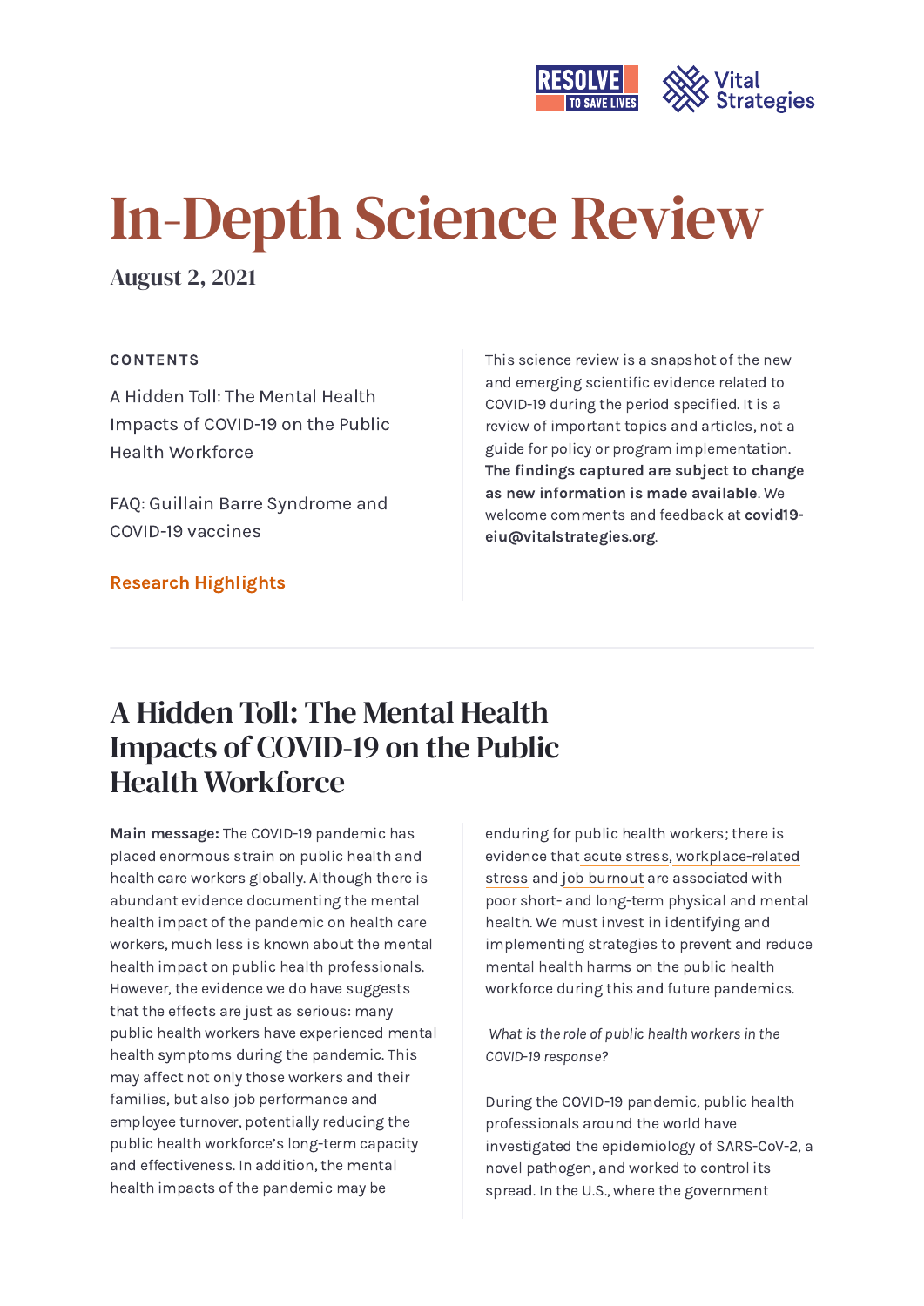# In-Depth Science Review

**August 2, 2021**

**CONTENTS**

A Hidden Toll: The Mental Health Impacts of COVID-19 on the Public Health Workforce

FAQ: Guillain Barre Syndrome and COVID-19 vaccines

**Research Highlights**

This science review is a snapshot of the new and emerging scientific evidence related to COVID-19 during the period specified. It is a review of important topics and articles, not a guide for policy or program implementation. **The findings captured are subject to change as new information is made available**. We welcome comments and feedback at **covid19-eiu@vitalstrategies.org**.

## A Hidden Toll: The Mental Health Impacts of COVID-19 on the Public Health Workforce

**Main message:** The COVID-19 pandemic has placed enormous strain on public health and health care workers globally. Although there is abundant evidence documenting the mental health impact of the pandemic on health care workers, much less is known about the mental health impact on public health professionals. However, the evidence we do have suggests that the effects are just as serious: many public health workers have experienced mental health symptoms during the pandemic. This may affect not only those workers and their families, but also job performance and employee turnover, potentially reducing the public health workforce's long-term capacity and effectiveness. In addition, the mental health impacts of the pandemic may be enduring for public health workers; there is evidence that acute stress, workplace-related stress and job burnout are associated with poor short- and long-term physical and mental health. We must invest in identifying and implementing strategies to prevent and reduce mental health harms on the public health workforce during this and future pandemics.

*What is the role of public health workers in the COVID-19 response?*

During the COVID-19 pandemic, public health professionals around the world have investigated the epidemiology of SARS-CoV-2, a novel pathogen, and worked to control its spread. In the U.S., where the government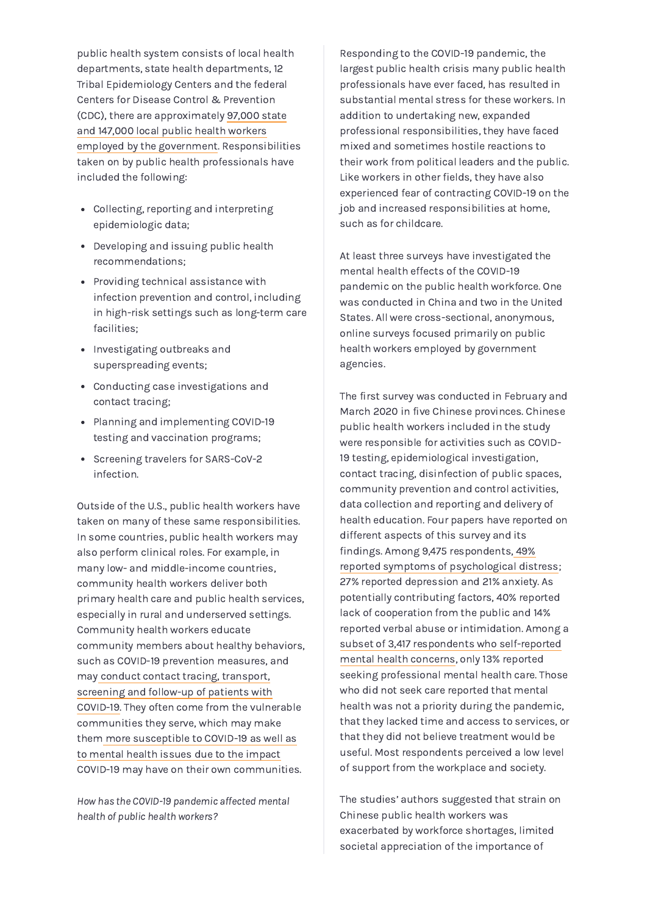public health system consists of local health departments, state health departments, 12 Tribal Epidemiology Centers and the federal Centers for Disease Control & Prevention (CDC), there are approximately 97,000 state and 147,000 local public health workers employed by the government. Responsibilities taken on by public health professionals have included the following:

- Collecting, reporting and interpreting epidemiologic data;
- Developing and issuing public health recommendations;
- Providing technical assistance with infection prevention and control, including in high-risk settings such as long-term care facilities;
- Investigating outbreaks and superspreading events;
- Conducting case investigations and contact tracing;
- Planning and implementing COVID-19 testing and vaccination programs;
- Screening travelers for SARS-CoV-2 infection.

Outside of the U.S., public health workers have taken on many of these same responsibilities. In some countries, public health workers may also perform clinical roles. For example, in many low- and middle-income countries, community health workers deliver both primary health care and public health services, especially in rural and underserved settings. Community health workers educate community members about healthy behaviors, such as COVID-19 prevention measures, and may conduct contact tracing, transport, screening and follow-up of patients with COVID-19. They often come from the vulnerable communities they serve, which may make them more susceptible to COVID-19 as well as to mental health issues due to the impact COVID-19 may have on their own communities.

*How has the COVID-19 pandemic affected mental health of public health workers?*

Responding to the COVID-19 pandemic, the largest public health crisis many public health professionals have ever faced, has resulted in substantial mental stress for these workers. In addition to undertaking new, expanded professional responsibilities, they have faced mixed and sometimes hostile reactions to their work from political leaders and the public. Like workers in other fields, they have also experienced fear of contracting COVID-19 on the job and increased responsibilities at home, such as for childcare.

At least three surveys have investigated the mental health effects of the COVID-19 pandemic on the public health workforce. One was conducted in China and two in the United States. All were cross-sectional, anonymous, online surveys focused primarily on public health workers employed by government agencies.

The first survey was conducted in February and March 2020 in five Chinese provinces. Chinese public health workers included in the study were responsible for activities such as COVID-19 testing, epidemiological investigation, contact tracing, disinfection of public spaces, community prevention and control activities, data collection and reporting and delivery of health education. Four papers have reported on different aspects of this survey and its findings. Among 9,475 respondents, 49% reported symptoms of psychological distress; 27% reported depression and 21% anxiety. As potentially contributing factors, 40% reported lack of cooperation from the public and 14% reported verbal abuse or intimidation. Among a subset of 3,417 respondents who self-reported mental health concerns, only 13% reported seeking professional mental health care. Those who did not seek care reported that mental health was not a priority during the pandemic, that they lacked time and access to services, or that they did not believe treatment would be useful. Most respondents perceived a low level of support from the workplace and society.

The studies' authors suggested that strain on Chinese public health workers was exacerbated by workforce shortages, limited societal appreciation of the importance of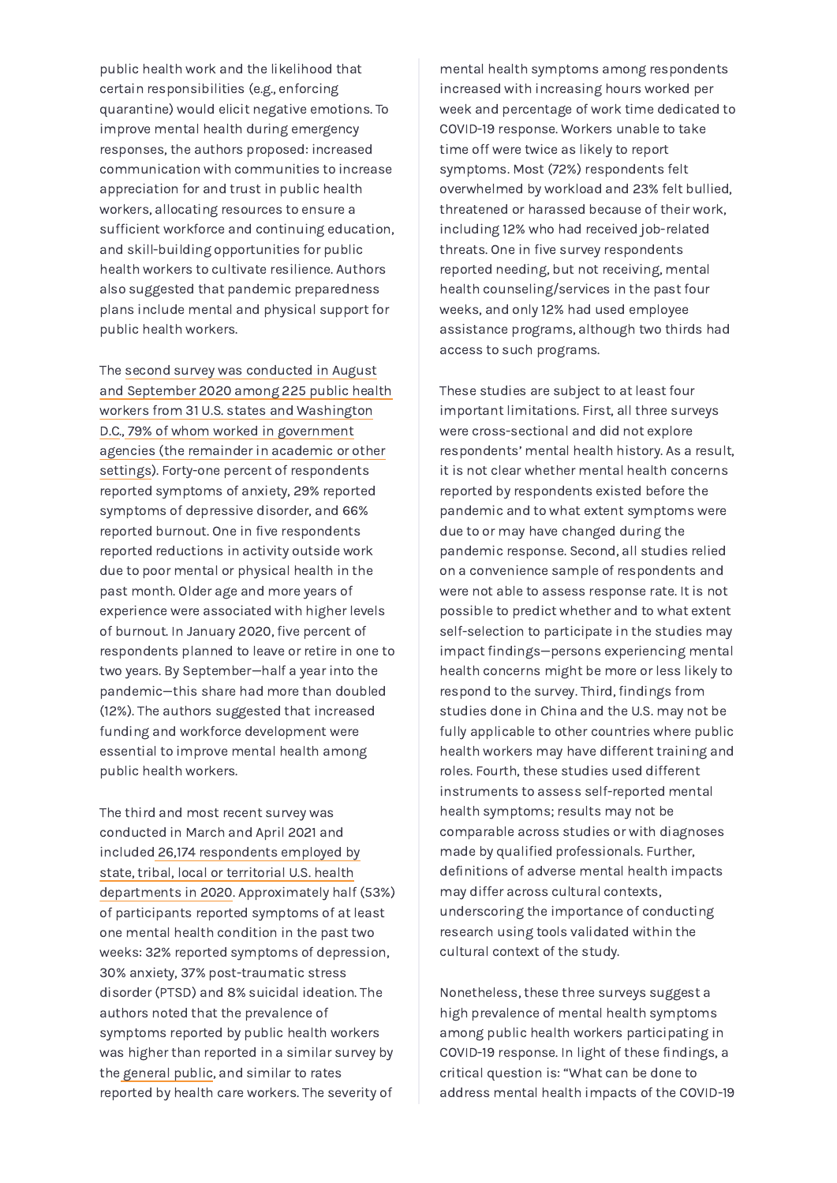public health work and the likelihood that certain responsibilities (e.g., enforcing quarantine) would elicit negative emotions. To improve mental health during emergency responses, the authors proposed: increased communication with communities to increase appreciation for and trust in public health workers, allocating resources to ensure a sufficient workforce and continuing education, and skill-building opportunities for public health workers to cultivate resilience. Authors also suggested that pandemic preparedness plans include mental and physical support for public health workers.

The second survey was conducted in August and September 2020 among 225 public health workers from 31 U.S. states and Washington D.C., 79% of whom worked in government agencies (the remainder in academic or other settings). Forty-one percent of respondents reported symptoms of anxiety, 29% reported symptoms of depressive disorder, and 66% reported burnout. One in five respondents reported reductions in activity outside work due to poor mental or physical health in the past month. Older age and more years of experience were associated with higher levels of burnout. In January 2020, five percent of respondents planned to leave or retire in one to two years. By September—half a year into the pandemic—this share had more than doubled (12%). The authors suggested that increased funding and workforce development were essential to improve mental health among public health workers.

The third and most recent survey was conducted in March and April 2021 and included 26,174 respondents employed by state, tribal, local or territorial U.S. health departments in 2020. Approximately half (53%) of participants reported symptoms of at least one mental health condition in the past two weeks: 32% reported symptoms of depression, 30% anxiety, 37% post-traumatic stress disorder (PTSD) and 8% suicidal ideation. The authors noted that the prevalence of symptoms reported by public health workers was higher than reported in a similar survey by the general public, and similar to rates reported by health care workers. The severity of mental health symptoms among respondents increased with increasing hours worked per week and percentage of work time dedicated to COVID-19 response. Workers unable to take time off were twice as likely to report symptoms. Most (72%) respondents felt overwhelmed by workload and 23% felt bullied, threatened or harassed because of their work, including 12% who had received job-related threats. One in five survey respondents reported needing, but not receiving, mental health counseling/services in the past four weeks, and only 12% had used employee assistance programs, although two thirds had access to such programs.

These studies are subject to at least four important limitations. First, all three surveys were cross-sectional and did not explore respondents' mental health history. As a result, it is not clear whether mental health concerns reported by respondents existed before the pandemic and to what extent symptoms were due to or may have changed during the pandemic response. Second, all studies relied on a convenience sample of respondents and were not able to assess response rate. It is not possible to predict whether and to what extent self-selection to participate in the studies may impact findings—persons experiencing mental health concerns might be more or less likely to respond to the survey. Third, findings from studies done in China and the U.S. may not be fully applicable to other countries where public health workers may have different training and roles. Fourth, these studies used different instruments to assess self-reported mental health symptoms; results may not be comparable across studies or with diagnoses made by qualified professionals. Further, definitions of adverse mental health impacts may differ across cultural contexts, underscoring the importance of conducting research using tools validated within the cultural context of the study.

Nonetheless, these three surveys suggest a high prevalence of mental health symptoms among public health workers participating in COVID-19 response. In light of these findings, a critical question is: "What can be done to address mental health impacts of the COVID-19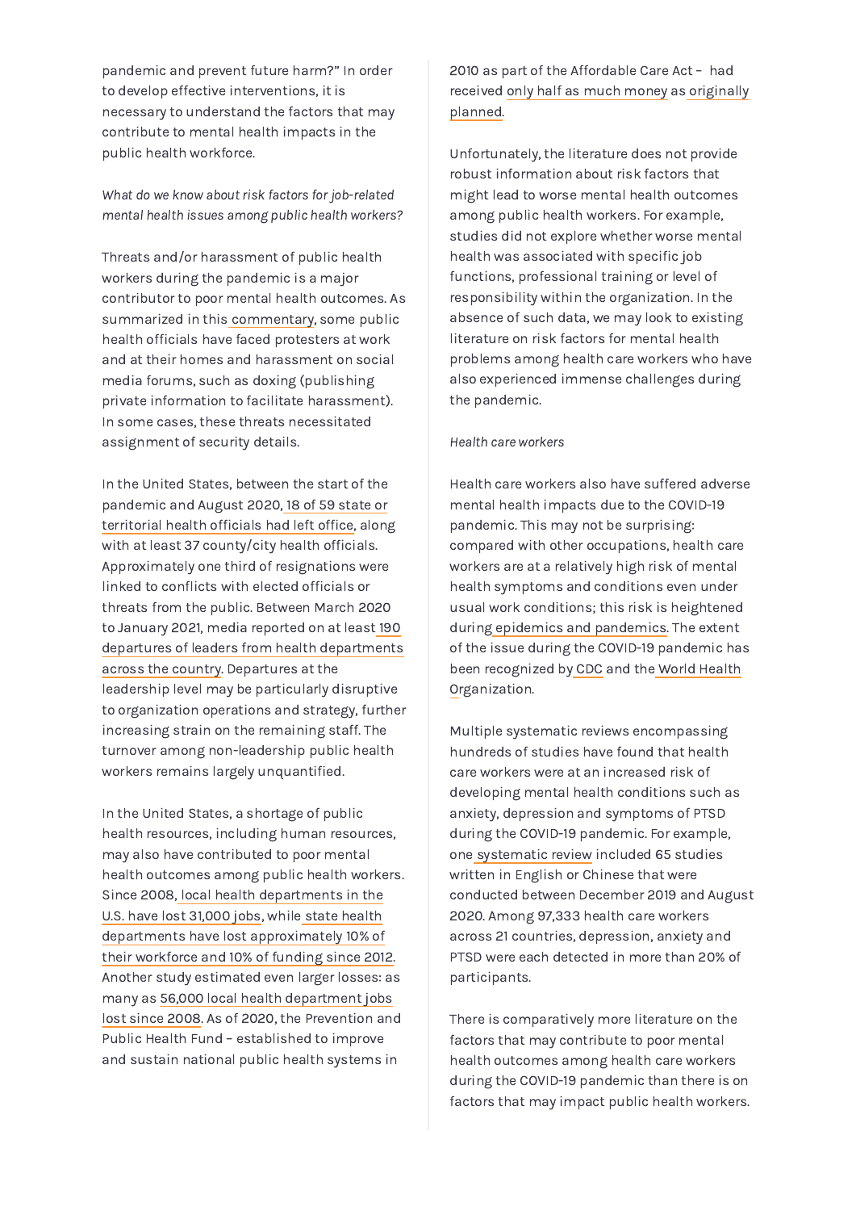pandemic and prevent future harm?" In order to develop effective interventions, it is necessary to understand the factors that may contribute to mental health impacts in the public health workforce.

*What do we know about risk factors for job-related mental health issues among public health workers?*

Threats and/or harassment of public health workers during the pandemic is a major contributor to poor mental health outcomes. As summarized in this commentary, some public health officials have faced protesters at work and at their homes and harassment on social media forums, such as doxing (publishing private information to facilitate harassment). In some cases, these threats necessitated assignment of security details.

In the United States, between the start of the pandemic and August 2020, 18 of 59 state or territorial health officials had left office, along with at least 37 county/city health officials. Approximately one third of resignations were linked to conflicts with elected officials or threats from the public. Between March 2020 to January 2021, media reported on at least 190 departures of leaders from health departments across the country. Departures at the leadership level may be particularly disruptive to organization operations and strategy, further increasing strain on the remaining staff. The turnover among non-leadership public health workers remains largely unquantified.

In the United States, a shortage of public health resources, including human resources, may also have contributed to poor mental health outcomes among public health workers. Since 2008, local health departments in the U.S. have lost 31,000 jobs, while state health departments have lost approximately 10% of their workforce and 10% of funding since 2012. Another study estimated even larger losses: as many as 56,000 local health department jobs lost since 2008. As of 2020, the Prevention and Public Health Fund – established to improve and sustain national public health systems in 2010 as part of the Affordable Care Act – had received only half as much money as originally planned.

Unfortunately, the literature does not provide robust information about risk factors that might lead to worse mental health outcomes among public health workers. For example, studies did not explore whether worse mental health was associated with specific job functions, professional training or level of responsibility within the organization. In the absence of such data, we may look to existing literature on risk factors for mental health problems among health care workers who have also experienced immense challenges during the pandemic.

*Health care workers*

Health care workers also have suffered adverse mental health impacts due to the COVID-19 pandemic. This may not be surprising: compared with other occupations, health care workers are at a relatively high risk of mental health symptoms and conditions even under usual work conditions; this risk is heightened during epidemics and pandemics. The extent of the issue during the COVID-19 pandemic has been recognized by CDC and the World Health Organization.

Multiple systematic reviews encompassing hundreds of studies have found that health care workers were at an increased risk of developing mental health conditions such as anxiety, depression and symptoms of PTSD during the COVID-19 pandemic. For example, one systematic review included 65 studies written in English or Chinese that were conducted between December 2019 and August 2020. Among 97,333 health care workers across 21 countries, depression, anxiety and PTSD were each detected in more than 20% of participants.

There is comparatively more literature on the factors that may contribute to poor mental health outcomes among health care workers during the COVID-19 pandemic than there is on factors that may impact public health workers.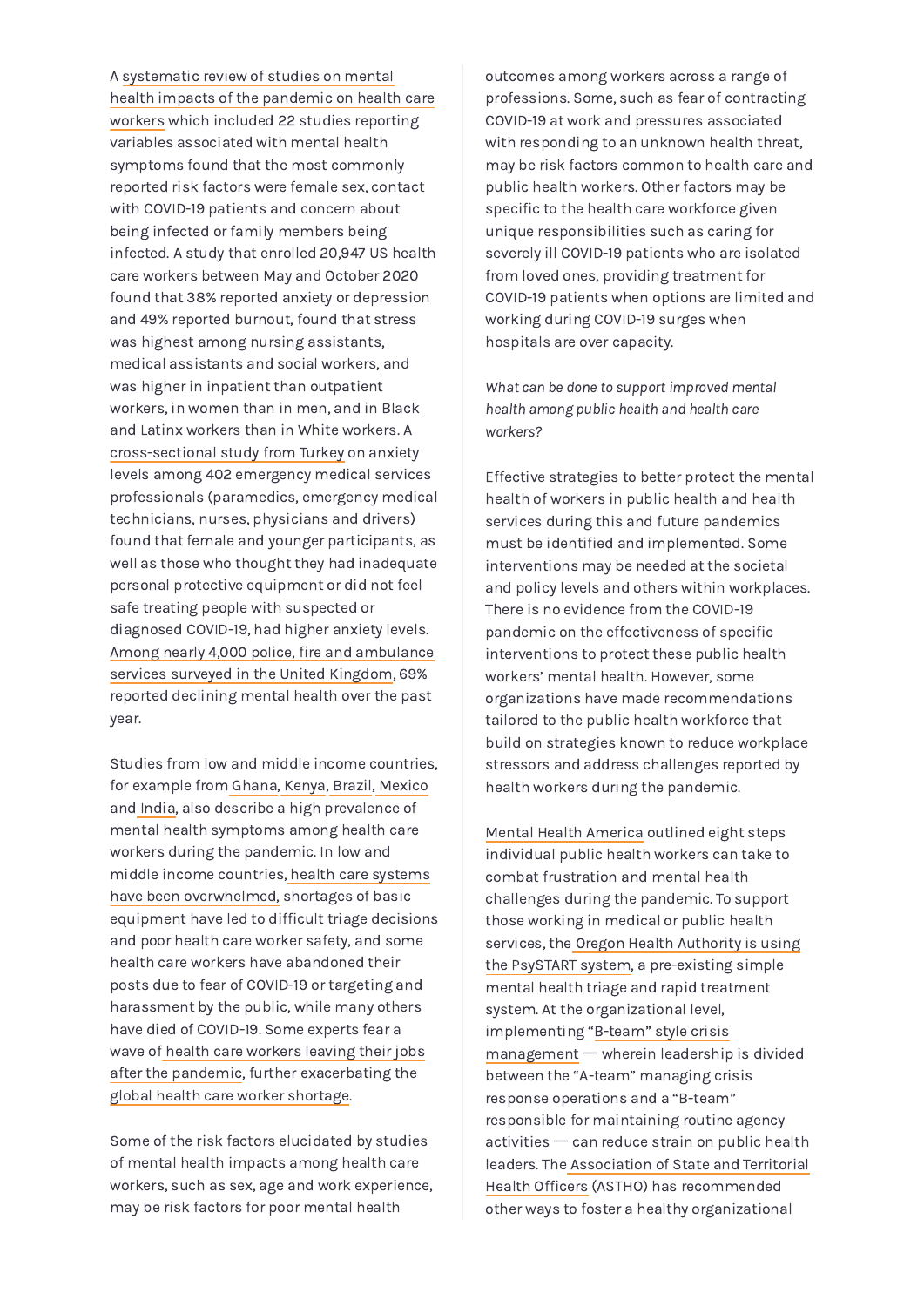A systematic review of studies on mental health impacts of the pandemic on health care workers which included 22 studies reporting variables associated with mental health symptoms found that the most commonly reported risk factors were female sex, contact with COVID-19 patients and concern about being infected or family members being infected. A study that enrolled 20,947 US health care workers between May and October 2020 found that 38% reported anxiety or depression and 49% reported burnout, found that stress was highest among nursing assistants, medical assistants and social workers, and was higher in inpatient than outpatient workers, in women than in men, and in Black and Latinx workers than in White workers. A cross-sectional study from Turkey on anxiety levels among 402 emergency medical services professionals (paramedics, emergency medical technicians, nurses, physicians and drivers) found that female and younger participants, as well as those who thought they had inadequate personal protective equipment or did not feel safe treating people with suspected or diagnosed COVID-19, had higher anxiety levels. Among nearly 4,000 police, fire and ambulance services surveyed in the United Kingdom, 69% reported declining mental health over the past year.

Studies from low and middle income countries, for example from Ghana, Kenya, Brazil, Mexico and India, also describe a high prevalence of mental health symptoms among health care workers during the pandemic. In low and middle income countries, health care systems have been overwhelmed, shortages of basic equipment have led to difficult triage decisions and poor health care worker safety, and some health care workers have abandoned their posts due to fear of COVID-19 or targeting and harassment by the public, while many others have died of COVID-19. Some experts fear a wave of health care workers leaving their jobs after the pandemic, further exacerbating the global health care worker shortage.

Some of the risk factors elucidated by studies of mental health impacts among health care workers, such as sex, age and work experience, may be risk factors for poor mental health outcomes among workers across a range of professions. Some, such as fear of contracting COVID-19 at work and pressures associated with responding to an unknown health threat, may be risk factors common to health care and public health workers. Other factors may be specific to the health care workforce given unique responsibilities such as caring for severely ill COVID-19 patients who are isolated from loved ones, providing treatment for COVID-19 patients when options are limited and working during COVID-19 surges when hospitals are over capacity.

*What can be done to support improved mental health among public health and health care workers?*

Effective strategies to better protect the mental health of workers in public health and health services during this and future pandemics must be identified and implemented. Some interventions may be needed at the societal and policy levels and others within workplaces. There is no evidence from the COVID-19 pandemic on the effectiveness of specific interventions to protect these public health workers' mental health. However, some organizations have made recommendations tailored to the public health workforce that build on strategies known to reduce workplace stressors and address challenges reported by health workers during the pandemic.

Mental Health America outlined eight steps individual public health workers can take to combat frustration and mental health challenges during the pandemic. To support those working in medical or public health services, the Oregon Health Authority is using the PsySTART system, a pre-existing simple mental health triage and rapid treatment system. At the organizational level, implementing "B-team" style crisis management — wherein leadership is divided between the "A-team" managing crisis response operations and a "B-team" responsible for maintaining routine agency activities — can reduce strain on public health leaders. The Association of State and Territorial Health Officers (ASTHO) has recommended other ways to foster a healthy organizational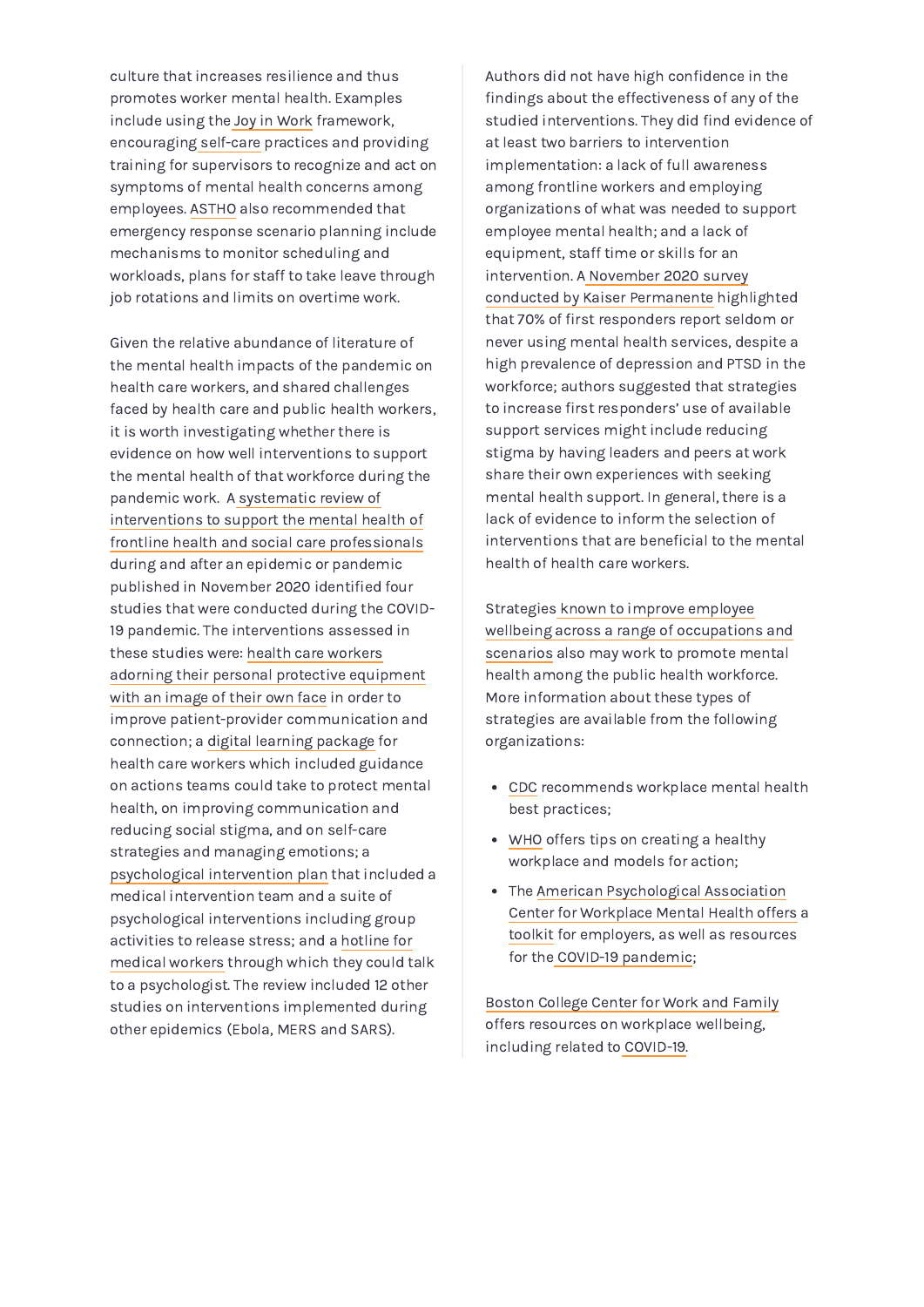culture that increases resilience and thus promotes worker mental health. Examples include using the Joy in Work framework, encouraging self-care practices and providing training for supervisors to recognize and act on symptoms of mental health concerns among employees. ASTHO also recommended that emergency response scenario planning include mechanisms to monitor scheduling and workloads, plans for staff to take leave through job rotations and limits on overtime work.

Given the relative abundance of literature of the mental health impacts of the pandemic on health care workers, and shared challenges faced by health care and public health workers, it is worth investigating whether there is evidence on how well interventions to support the mental health of that workforce during the pandemic work. A systematic review of interventions to support the mental health of frontline health and social care professionals during and after an epidemic or pandemic published in November 2020 identified four studies that were conducted during the COVID-19 pandemic. The interventions assessed in these studies were: health care workers adorning their personal protective equipment with an image of their own face in order to improve patient-provider communication and connection; a digital learning package for health care workers which included guidance on actions teams could take to protect mental health, on improving communication and reducing social stigma, and on self-care strategies and managing emotions; a psychological intervention plan that included a medical intervention team and a suite of psychological interventions including group activities to release stress; and a hotline for medical workers through which they could talk to a psychologist. The review included 12 other studies on interventions implemented during other epidemics (Ebola, MERS and SARS).

Authors did not have high confidence in the findings about the effectiveness of any of the studied interventions. They did find evidence of at least two barriers to intervention implementation: a lack of full awareness among frontline workers and employing organizations of what was needed to support employee mental health; and a lack of equipment, staff time or skills for an intervention. A November 2020 survey conducted by Kaiser Permanente highlighted that 70% of first responders report seldom or never using mental health services, despite a high prevalence of depression and PTSD in the workforce; authors suggested that strategies to increase first responders' use of available support services might include reducing stigma by having leaders and peers at work share their own experiences with seeking mental health support. In general, there is a lack of evidence to inform the selection of interventions that are beneficial to the mental health of health care workers.

Strategies known to improve employee wellbeing across a range of occupations and scenarios also may work to promote mental health among the public health workforce. More information about these types of strategies are available from the following organizations:

- CDC recommends workplace mental health best practices;
- WHO offers tips on creating a healthy workplace and models for action;
- The American Psychological Association Center for Workplace Mental Health offers a toolkit for employers, as well as resources for the COVID-19 pandemic;

Boston College Center for Work and Family offers resources on workplace wellbeing, including related to COVID-19.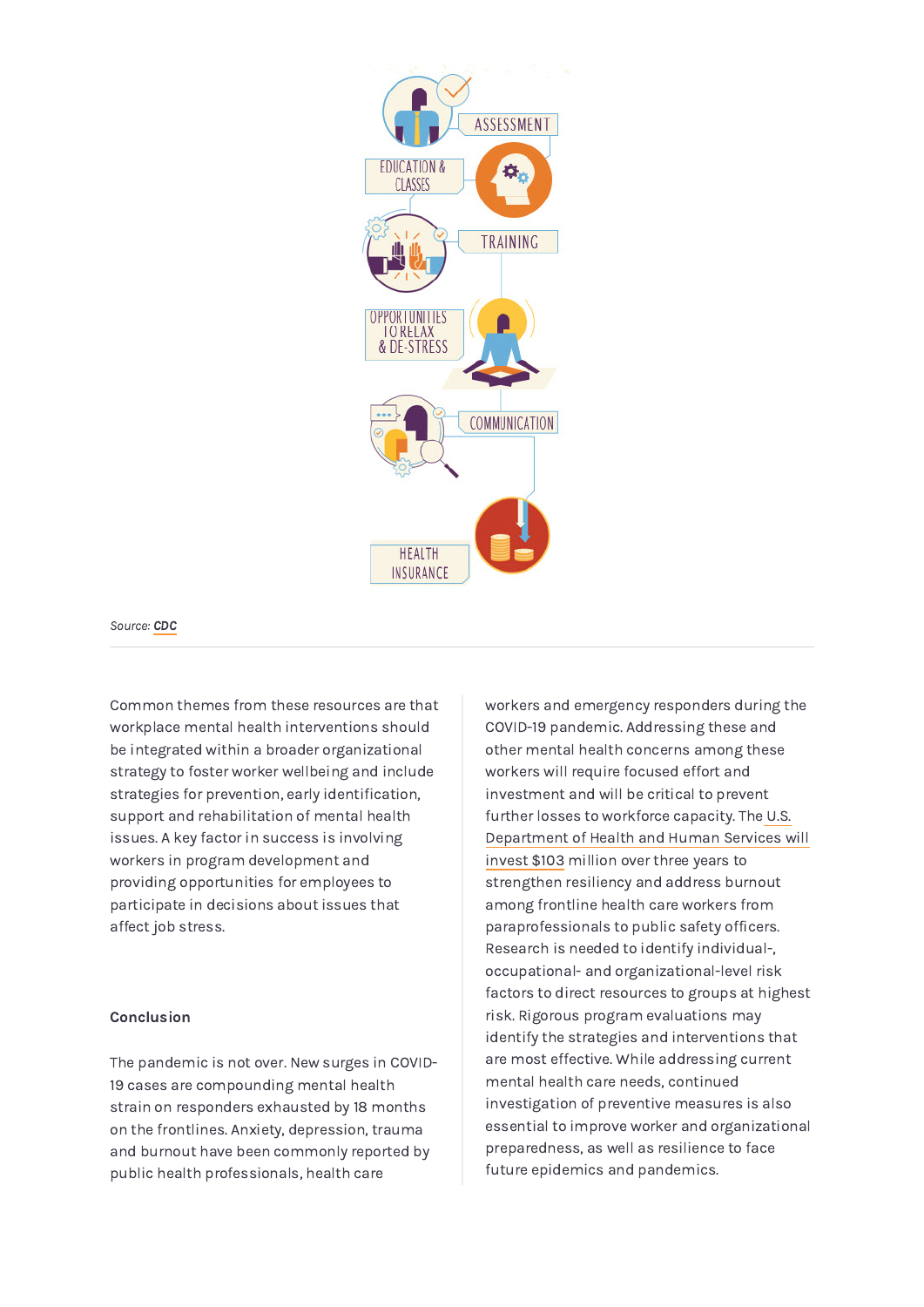ASSESSMENT

EDUCATION & CLASSES

TRAINING

OPPORTUNITIES TO RELAX & DE-STRESS

COMMUNICATION

HEALTH INSURANCE

*Source: **CDC***

Common themes from these resources are that workplace mental health interventions should be integrated within a broader organizational strategy to foster worker wellbeing and include strategies for prevention, early identification, support and rehabilitation of mental health issues. A key factor in success is involving workers in program development and providing opportunities for employees to participate in decisions about issues that affect job stress.

**Conclusion**

The pandemic is not over. New surges in COVID-19 cases are compounding mental health strain on responders exhausted by 18 months on the frontlines. Anxiety, depression, trauma and burnout have been commonly reported by public health professionals, health care workers and emergency responders during the COVID-19 pandemic. Addressing these and other mental health concerns among these workers will require focused effort and investment and will be critical to prevent further losses to workforce capacity. The U.S. Department of Health and Human Services will invest $103 million over three years to strengthen resiliency and address burnout among frontline health care workers from paraprofessionals to public safety officers. Research is needed to identify individual-, occupational- and organizational-level risk factors to direct resources to groups at highest risk. Rigorous program evaluations may identify the strategies and interventions that are most effective. While addressing current mental health care needs, continued investigation of preventive measures is also essential to improve worker and organizational preparedness, as well as resilience to face future epidemics and pandemics.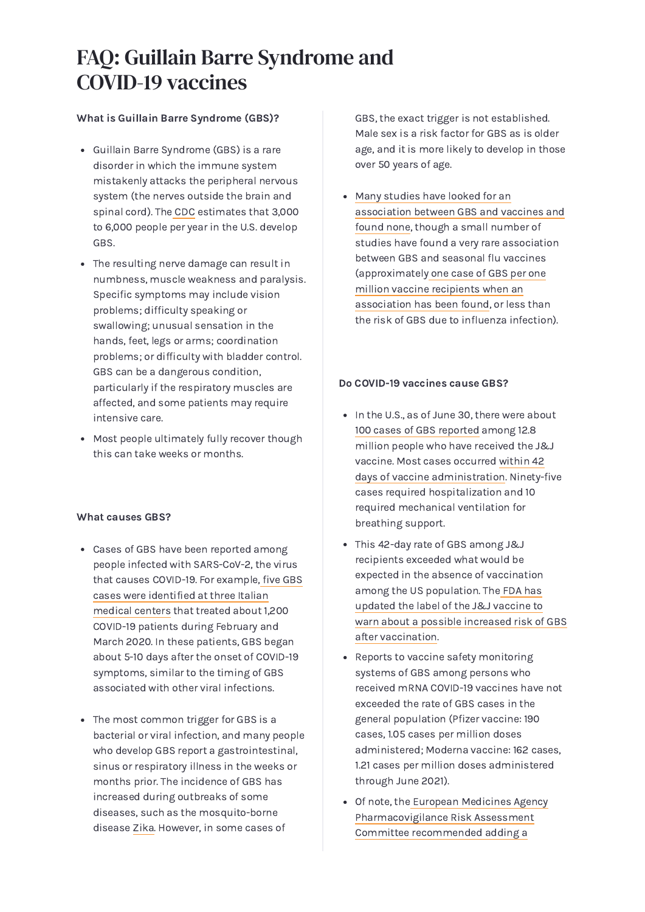# FAQ: Guillain Barre Syndrome and COVID-19 vaccines

**What is Guillain Barre Syndrome (GBS)?**

- Guillain Barre Syndrome (GBS) is a rare disorder in which the immune system mistakenly attacks the peripheral nervous system (the nerves outside the brain and spinal cord). The CDC estimates that 3,000 to 6,000 people per year in the U.S. develop GBS.
- The resulting nerve damage can result in numbness, muscle weakness and paralysis. Specific symptoms may include vision problems; difficulty speaking or swallowing; unusual sensation in the hands, feet, legs or arms; coordination problems; or difficulty with bladder control. GBS can be a dangerous condition, particularly if the respiratory muscles are affected, and some patients may require intensive care.
- Most people ultimately fully recover though this can take weeks or months.

**What causes GBS?**

- Cases of GBS have been reported among people infected with SARS-CoV-2, the virus that causes COVID-19. For example, five GBS cases were identified at three Italian medical centers that treated about 1,200 COVID-19 patients during February and March 2020. In these patients, GBS began about 5-10 days after the onset of COVID-19 symptoms, similar to the timing of GBS associated with other viral infections.
- The most common trigger for GBS is a bacterial or viral infection, and many people who develop GBS report a gastrointestinal, sinus or respiratory illness in the weeks or months prior. The incidence of GBS has increased during outbreaks of some diseases, such as the mosquito-borne disease Zika. However, in some cases of GBS, the exact trigger is not established. Male sex is a risk factor for GBS as is older age, and it is more likely to develop in those over 50 years of age.
- Many studies have looked for an association between GBS and vaccines and found none, though a small number of studies have found a very rare association between GBS and seasonal flu vaccines (approximately one case of GBS per one million vaccine recipients when an association has been found, or less than the risk of GBS due to influenza infection).

**Do COVID-19 vaccines cause GBS?**

- In the U.S., as of June 30, there were about 100 cases of GBS reported among 12.8 million people who have received the J&J vaccine. Most cases occurred within 42 days of vaccine administration. Ninety-five cases required hospitalization and 10 required mechanical ventilation for breathing support.
- This 42-day rate of GBS among J&J recipients exceeded what would be expected in the absence of vaccination among the US population. The FDA has updated the label of the J&J vaccine to warn about a possible increased risk of GBS after vaccination.
- Reports to vaccine safety monitoring systems of GBS among persons who received mRNA COVID-19 vaccines have not exceeded the rate of GBS cases in the general population (Pfizer vaccine: 190 cases, 1.05 cases per million doses administered; Moderna vaccine: 162 cases, 1.21 cases per million doses administered through June 2021).
- Of note, the European Medicines Agency Pharmacovigilance Risk Assessment Committee recommended adding a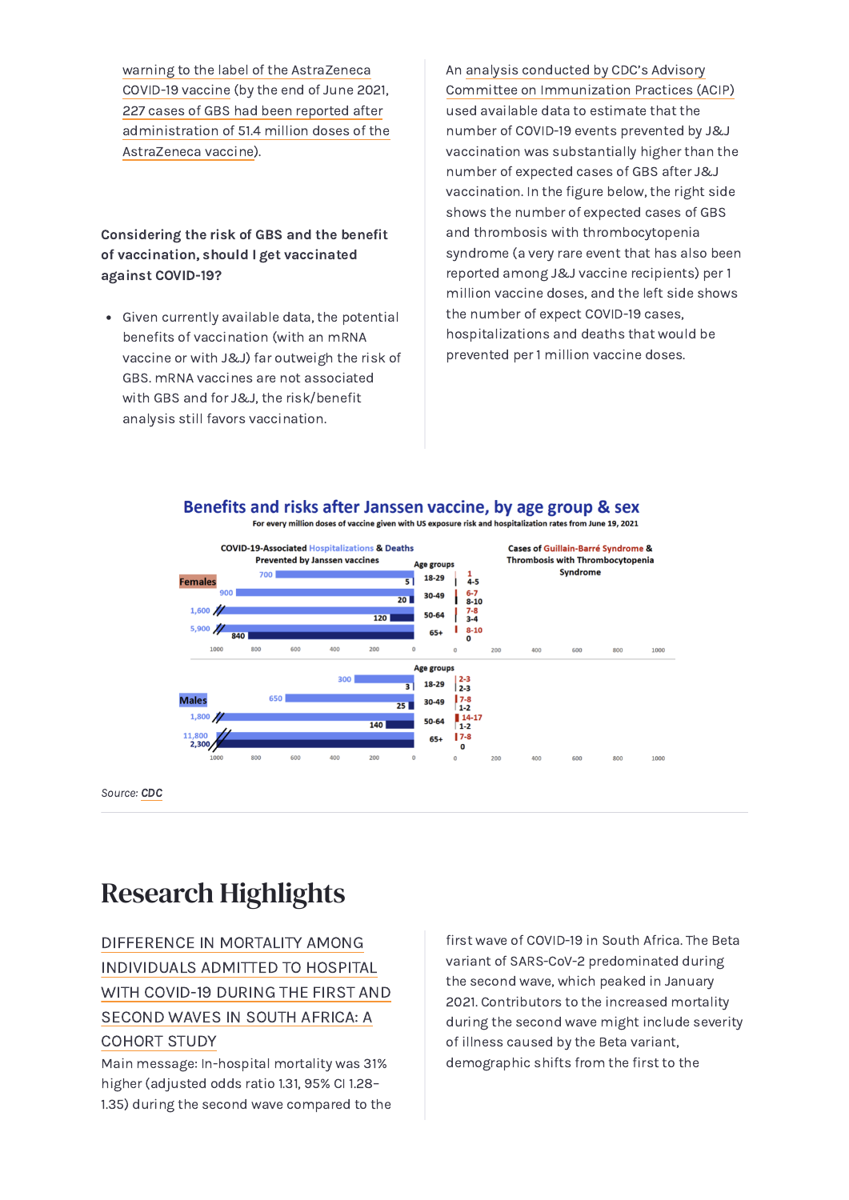warning to the label of the AstraZeneca COVID-19 vaccine (by the end of June 2021, 227 cases of GBS had been reported after administration of 51.4 million doses of the AstraZeneca vaccine).

**Considering the risk of GBS and the benefit of vaccination, should I get vaccinated against COVID-19?**

- Given currently available data, the potential benefits of vaccination (with an mRNA vaccine or with J&J) far outweigh the risk of GBS. mRNA vaccines are not associated with GBS and for J&J, the risk/benefit analysis still favors vaccination.

An analysis conducted by CDC's Advisory Committee on Immunization Practices (ACIP) used available data to estimate that the number of COVID-19 events prevented by J&J vaccination was substantially higher than the number of expected cases of GBS after J&J vaccination. In the figure below, the right side shows the number of expected cases of GBS and thrombosis with thrombocytopenia syndrome (a very rare event that has also been reported among J&J vaccine recipients) per 1 million vaccine doses, and the left side shows the number of expect COVID-19 cases, hospitalizations and deaths that would be prevented per 1 million vaccine doses.

**Benefits and risks after Janssen vaccine, by age group & sex**

For every million doses of vaccine given with US exposure risk and hospitalization rates from June 19, 2021

| Sex | Age groups | COVID-19-Associated Hospitalizations prevented | COVID-19-Associated Deaths prevented | Cases of Guillain-Barré Syndrome | Cases of Thrombosis with Thrombocytopenia Syndrome |
|---|---|---|---|---|---|
| Females | 18-29 | 700 | 5 | 1 | 4-5 |
| Females | 30-49 | 900 | 20 | 6-7 | 8-10 |
| Females | 50-64 | 1,600 | 120 | 7-8 | 3-4 |
| Females | 65+ | 5,900 | 840 | 8-10 | 0 |
| Males | 18-29 | 300 | 3 | 2-3 | 2-3 |
| Males | 30-49 | 650 | 25 | 7-8 | 1-2 |
| Males | 50-64 | 1,800 | 140 | 14-17 | 1-2 |
| Males | 65+ | 11,800 | 2,300 | 7-8 | 0 |

Source: *CDC*

# Research Highlights

DIFFERENCE IN MORTALITY AMONG INDIVIDUALS ADMITTED TO HOSPITAL WITH COVID-19 DURING THE FIRST AND SECOND WAVES IN SOUTH AFRICA: A COHORT STUDY

Main message: In-hospital mortality was 31% higher (adjusted odds ratio 1.31, 95% CI 1.28–1.35) during the second wave compared to the first wave of COVID-19 in South Africa. The Beta variant of SARS-CoV-2 predominated during the second wave, which peaked in January 2021. Contributors to the increased mortality during the second wave might include severity of illness caused by the Beta variant, demographic shifts from the first to the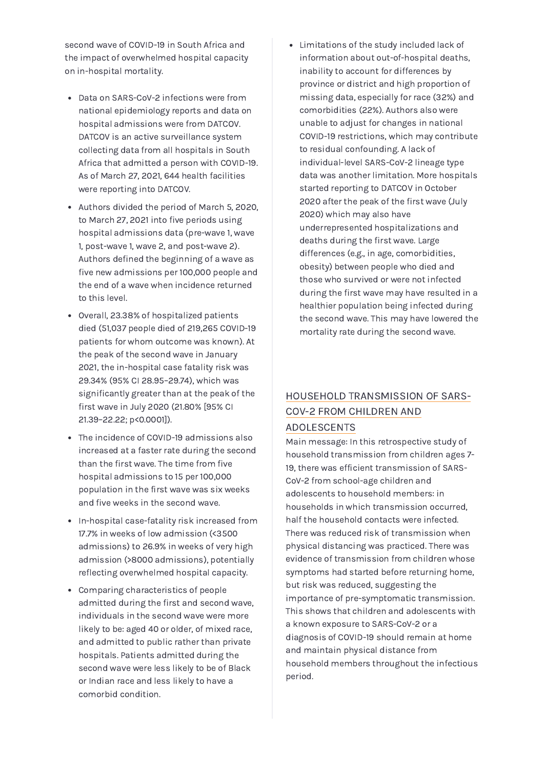second wave of COVID-19 in South Africa and the impact of overwhelmed hospital capacity on in-hospital mortality.

- Data on SARS-CoV-2 infections were from national epidemiology reports and data on hospital admissions were from DATCOV. DATCOV is an active surveillance system collecting data from all hospitals in South Africa that admitted a person with COVID-19. As of March 27, 2021, 644 health facilities were reporting into DATCOV.
- Authors divided the period of March 5, 2020, to March 27, 2021 into five periods using hospital admissions data (pre-wave 1, wave 1, post-wave 1, wave 2, and post-wave 2). Authors defined the beginning of a wave as five new admissions per 100,000 people and the end of a wave when incidence returned to this level.
- Overall, 23.38% of hospitalized patients died (51,037 people died of 219,265 COVID-19 patients for whom outcome was known). At the peak of the second wave in January 2021, the in-hospital case fatality risk was 29.34% (95% CI 28.95–29.74), which was significantly greater than at the peak of the first wave in July 2020 (21.80% [95% CI 21.39–22.22; p<0.0001]).
- The incidence of COVID-19 admissions also increased at a faster rate during the second than the first wave. The time from five hospital admissions to 15 per 100,000 population in the first wave was six weeks and five weeks in the second wave.
- In-hospital case-fatality risk increased from 17.7% in weeks of low admission (<3500 admissions) to 26.9% in weeks of very high admission (>8000 admissions), potentially reflecting overwhelmed hospital capacity.
- Comparing characteristics of people admitted during the first and second wave, individuals in the second wave were more likely to be: aged 40 or older, of mixed race, and admitted to public rather than private hospitals. Patients admitted during the second wave were less likely to be of Black or Indian race and less likely to have a comorbid condition.
- Limitations of the study included lack of information about out-of-hospital deaths, inability to account for differences by province or district and high proportion of missing data, especially for race (32%) and comorbidities (22%). Authors also were unable to adjust for changes in national COVID-19 restrictions, which may contribute to residual confounding. A lack of individual-level SARS-CoV-2 lineage type data was another limitation. More hospitals started reporting to DATCOV in October 2020 after the peak of the first wave (July 2020) which may also have underrepresented hospitalizations and deaths during the first wave. Large differences (e.g., in age, comorbidities, obesity) between people who died and those who survived or were not infected during the first wave may have resulted in a healthier population being infected during the second wave. This may have lowered the mortality rate during the second wave.

## HOUSEHOLD TRANSMISSION OF SARS-COV-2 FROM CHILDREN AND ADOLESCENTS

Main message: In this retrospective study of household transmission from children ages 7-19, there was efficient transmission of SARS-CoV-2 from school-age children and adolescents to household members: in households in which transmission occurred, half the household contacts were infected. There was reduced risk of transmission when physical distancing was practiced. There was evidence of transmission from children whose symptoms had started before returning home, but risk was reduced, suggesting the importance of pre-symptomatic transmission. This shows that children and adolescents with a known exposure to SARS-CoV-2 or a diagnosis of COVID-19 should remain at home and maintain physical distance from household members throughout the infectious period.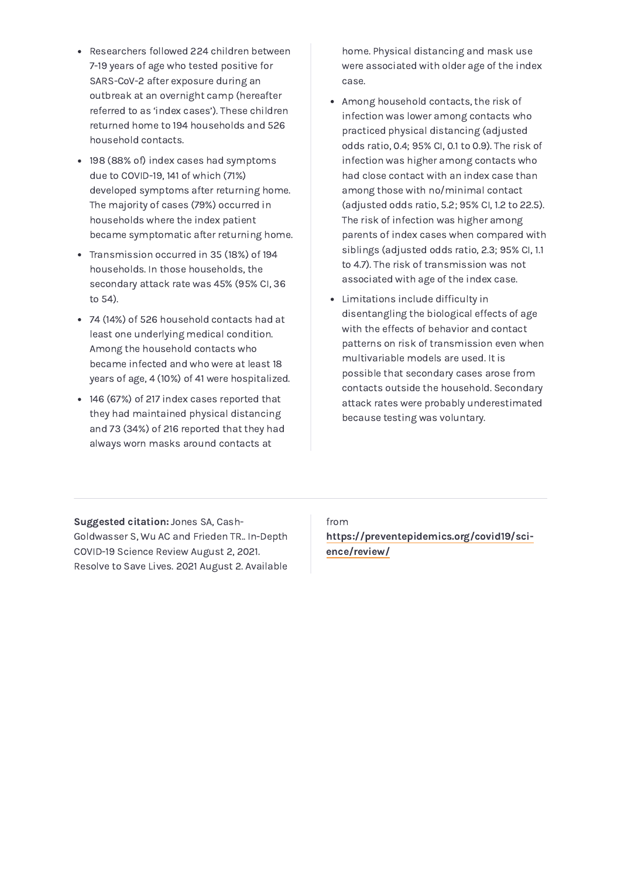- Researchers followed 224 children between 7-19 years of age who tested positive for SARS-CoV-2 after exposure during an outbreak at an overnight camp (hereafter referred to as 'index cases'). These children returned home to 194 households and 526 household contacts.
- 198 (88% of) index cases had symptoms due to COVID-19, 141 of which (71%) developed symptoms after returning home. The majority of cases (79%) occurred in households where the index patient became symptomatic after returning home.
- Transmission occurred in 35 (18%) of 194 households. In those households, the secondary attack rate was 45% (95% CI, 36 to 54).
- 74 (14%) of 526 household contacts had at least one underlying medical condition. Among the household contacts who became infected and who were at least 18 years of age, 4 (10%) of 41 were hospitalized.
- 146 (67%) of 217 index cases reported that they had maintained physical distancing and 73 (34%) of 216 reported that they had always worn masks around contacts at home. Physical distancing and mask use were associated with older age of the index case.
- Among household contacts, the risk of infection was lower among contacts who practiced physical distancing (adjusted odds ratio, 0.4; 95% CI, 0.1 to 0.9). The risk of infection was higher among contacts who had close contact with an index case than among those with no/minimal contact (adjusted odds ratio, 5.2; 95% CI, 1.2 to 22.5). The risk of infection was higher among parents of index cases when compared with siblings (adjusted odds ratio, 2.3; 95% CI, 1.1 to 4.7). The risk of transmission was not associated with age of the index case.
- Limitations include difficulty in disentangling the biological effects of age with the effects of behavior and contact patterns on risk of transmission even when multivariable models are used. It is possible that secondary cases arose from contacts outside the household. Secondary attack rates were probably underestimated because testing was voluntary.

**Suggested citation:** Jones SA, Cash-Goldwasser S, Wu AC and Frieden TR.. In-Depth COVID-19 Science Review August 2, 2021. Resolve to Save Lives. 2021 August 2. Available from **https://preventepidemics.org/covid19/science/review/**